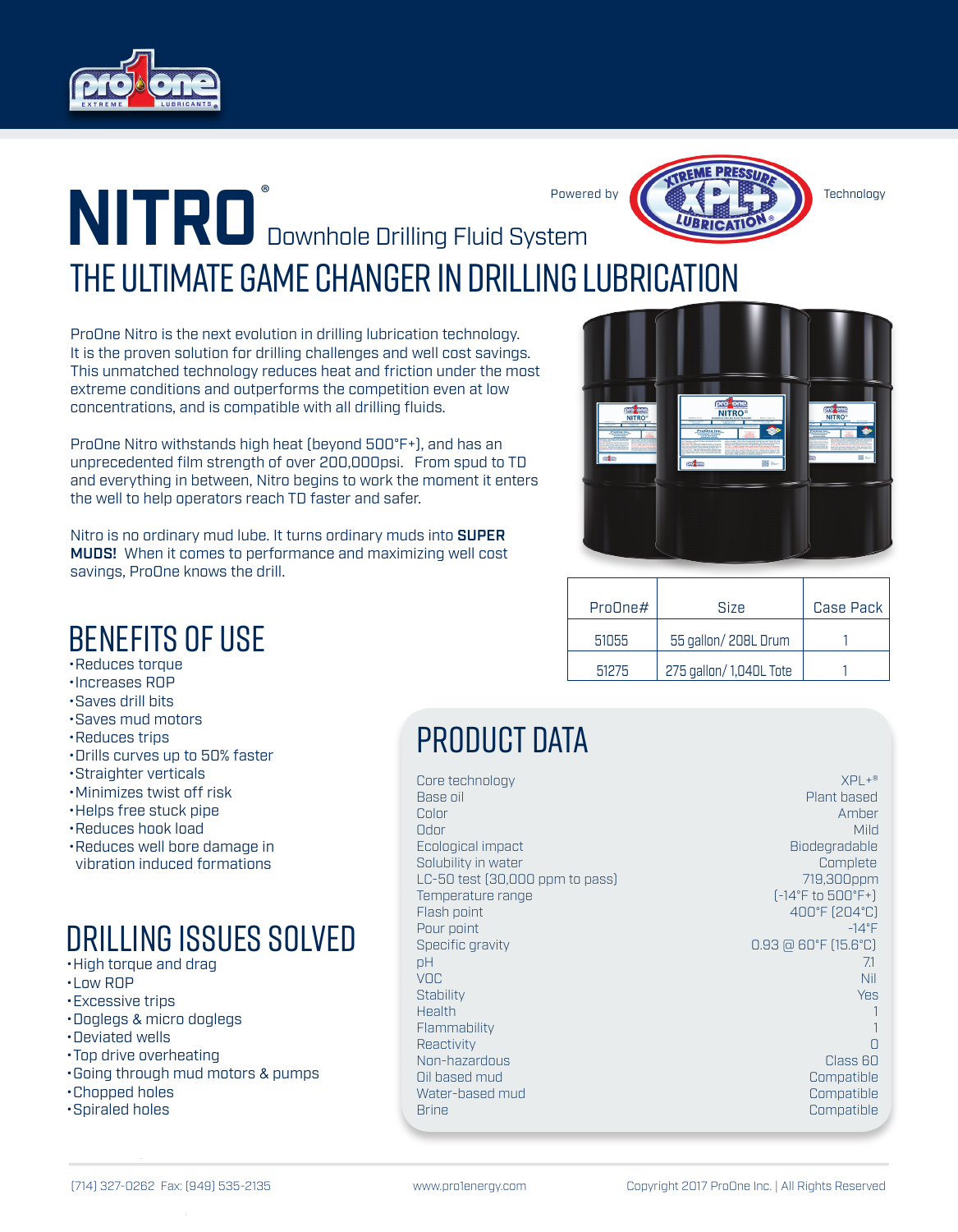# NITRO® Downhole Drilling Fluid System

Powered by XTREME PRESSURE XPL+ LUBRICATION® Technology

## THE ULTIMATE GAME CHANGER IN DRILLING LUBRICATION

ProOne Nitro is the next evolution in drilling lubrication technology. It is the proven solution for drilling challenges and well cost savings. This unmatched technology reduces heat and friction under the most extreme conditions and outperforms the competition even at low concentrations, and is compatible with all drilling fluids.

ProOne Nitro withstands high heat (beyond 500°F+), and has an unprecedented film strength of over 200,000psi. From spud to TD and everything in between, Nitro begins to work the moment it enters the well to help operators reach TD faster and safer.

Nitro is no ordinary mud lube. It turns ordinary muds into **SUPER MUDS!** When it comes to performance and maximizing well cost savings, ProOne knows the drill.

| ProOne# | Size | Case Pack |
|---|---|---|
| 51055 | 55 gallon/ 208L Drum | 1 |
| 51275 | 275 gallon/ 1,040L Tote | 1 |

## BENEFITS OF USE

- Reduces torque
- Increases ROP
- Saves drill bits
- Saves mud motors
- Reduces trips
- Drills curves up to 50% faster
- Straighter verticals
- Minimizes twist off risk
- Helps free stuck pipe
- Reduces hook load
- Reduces well bore damage in vibration induced formations

## DRILLING ISSUES SOLVED

- High torque and drag
- Low ROP
- Excessive trips
- Doglegs & micro doglegs
- Deviated wells
- Top drive overheating
- Going through mud motors & pumps
- Chopped holes
- Spiraled holes

## PRODUCT DATA

| | |
|---|---|
| Core technology | XPL+® |
| Base oil | Plant based |
| Color | Amber |
| Odor | Mild |
| Ecological impact | Biodegradable |
| Solubility in water | Complete |
| LC-50 test (30,000 ppm to pass) | 719,300ppm |
| Temperature range | (-14°F to 500°F+) |
| Flash point | 400°F (204°C) |
| Pour point | -14°F |
| Specific gravity | 0.93 @ 60°F (15.6°C) |
| pH | 7.1 |
| VOC | Nil |
| Stability | Yes |
| Health | 1 |
| Flammability | 1 |
| Reactivity | 0 |
| Non-hazardous | Class 60 |
| Oil based mud | Compatible |
| Water-based mud | Compatible |
| Brine | Compatible |

(714) 327-0262 Fax: (949) 535-2135 www.pro1energy.com Copyright 2017 ProOne Inc. | All Rights Reserved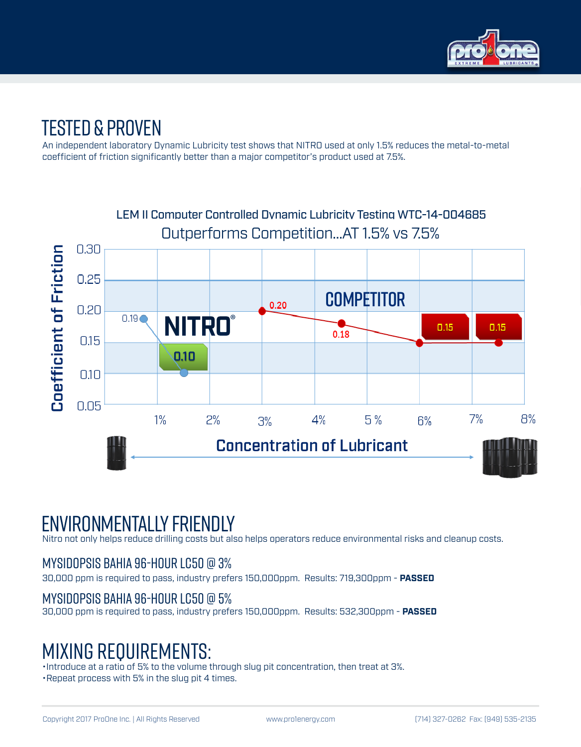# TESTED & PROVEN

An independent laboratory Dynamic Lubricity test shows that NITRO used at only 1.5% reduces the metal-to-metal coefficient of friction significantly better than a major competitor's product used at 7.5%.

LEM II Computer Controlled Dynamic Lubricity Testing WTC-14-004685

Outperforms Competition...AT 1.5% vs 7.5%

Coefficient of Friction

0.30
0.25
0.20
0.15
0.10
0.05

0.19
NITRO®
0.10

0.20
COMPETITOR
0.18
0.15
0.15

1%
2%
3%
4%
5 %
6%
7%
8%

Concentration of Lubricant

# ENVIRONMENTALLY FRIENDLY

Nitro not only helps reduce drilling costs but also helps operators reduce environmental risks and cleanup costs.

## MYSIDOPSIS BAHIA 96-HOUR LC50 @ 3%

30,000 ppm is required to pass, industry prefers 150,000ppm. Results: 719,300ppm - **PASSED**

## MYSIDOPSIS BAHIA 96-HOUR LC50 @ 5%

30,000 ppm is required to pass, industry prefers 150,000ppm. Results: 532,300ppm - **PASSED**

# MIXING REQUIREMENTS:

- Introduce at a ratio of 5% to the volume through slug pit concentration, then treat at 3%.
- Repeat process with 5% in the slug pit 4 times.

Copyright 2017 ProOne Inc. | All Rights Reserved    www.pro1energy.com    (714) 327-0262 Fax: (949) 535-2135